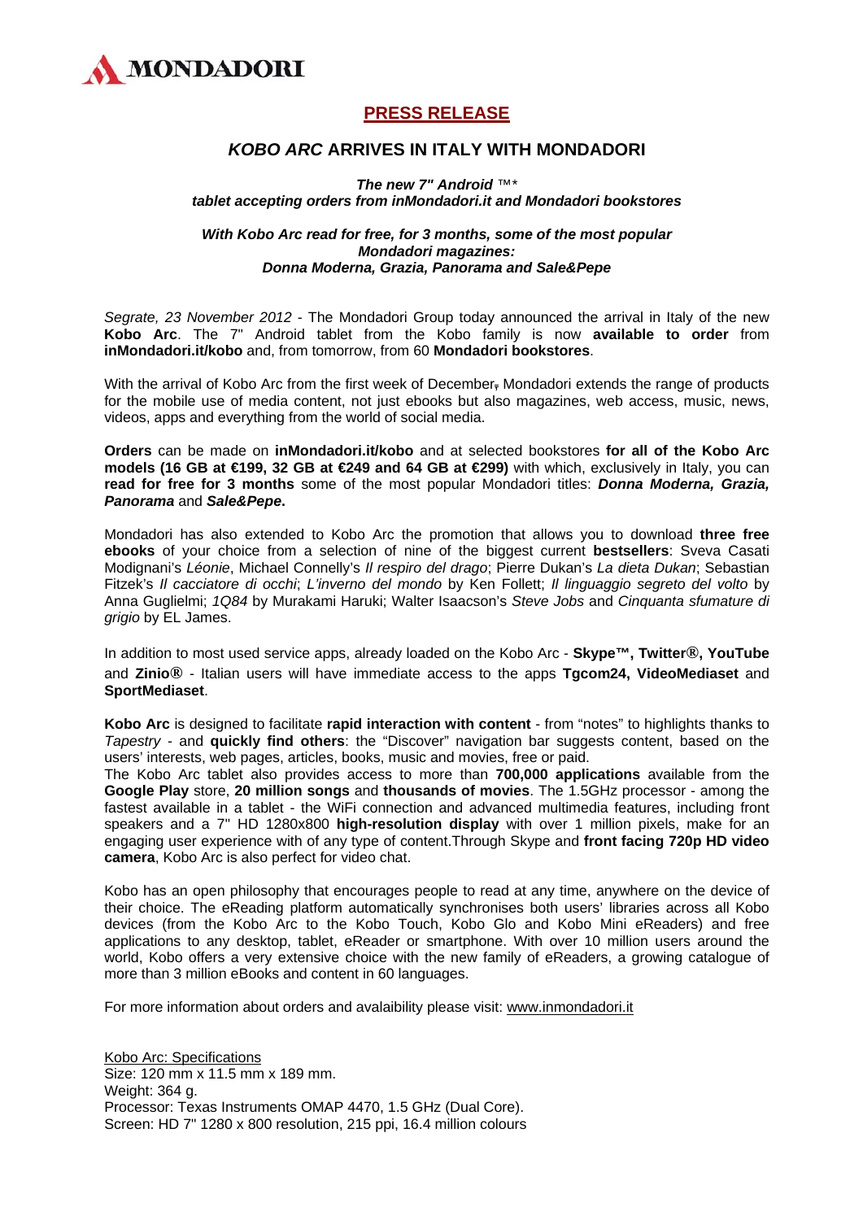MONDADORI

# PRESS RELEASE

## *KOBO ARC* ARRIVES IN ITALY WITH MONDADORI

***The new 7" Android ™\****
***tablet accepting orders from inMondadori.it and Mondadori bookstores***

***With Kobo Arc read for free, for 3 months, some of the most popular Mondadori magazines: Donna Moderna, Grazia, Panorama and Sale&Pepe***

*Segrate, 23 November 2012* - The Mondadori Group today announced the arrival in Italy of the new **Kobo Arc**. The 7" Android tablet from the Kobo family is now **available to order** from **inMondadori.it/kobo** and, from tomorrow, from 60 **Mondadori bookstores**.

With the arrival of Kobo Arc from the first week of December, Mondadori extends the range of products for the mobile use of media content, not just ebooks but also magazines, web access, music, news, videos, apps and everything from the world of social media.

**Orders** can be made on **inMondadori.it/kobo** and at selected bookstores **for all of the Kobo Arc models (16 GB at €199, 32 GB at €249 and 64 GB at €299)** with which, exclusively in Italy, you can **read for free for 3 months** some of the most popular Mondadori titles: ***Donna Moderna, Grazia, Panorama*** and ***Sale&Pepe*****.**

Mondadori has also extended to Kobo Arc the promotion that allows you to download **three free ebooks** of your choice from a selection of nine of the biggest current **bestsellers**: Sveva Casati Modignani's *Léonie*, Michael Connelly's *Il respiro del drago*; Pierre Dukan's *La dieta Dukan*; Sebastian Fitzek's *Il cacciatore di occhi*; *L'inverno del mondo* by Ken Follett; *Il linguaggio segreto del volto* by Anna Guglielmi; *1Q84* by Murakami Haruki; Walter Isaacson's *Steve Jobs* and *Cinquanta sfumature di grigio* by EL James.

In addition to most used service apps, already loaded on the Kobo Arc - **Skype™, Twitter®, YouTube** and **Zinio®** - Italian users will have immediate access to the apps **Tgcom24, VideoMediaset** and **SportMediaset**.

**Kobo Arc** is designed to facilitate **rapid interaction with content** - from "notes" to highlights thanks to *Tapestry* - and **quickly find others**: the "Discover" navigation bar suggests content, based on the users' interests, web pages, articles, books, music and movies, free or paid.
The Kobo Arc tablet also provides access to more than **700,000 applications** available from the **Google Play** store, **20 million songs** and **thousands of movies**. The 1.5GHz processor - among the fastest available in a tablet - the WiFi connection and advanced multimedia features, including front speakers and a 7" HD 1280x800 **high-resolution display** with over 1 million pixels, make for an engaging user experience with of any type of content.Through Skype and **front facing 720p HD video camera**, Kobo Arc is also perfect for video chat.

Kobo has an open philosophy that encourages people to read at any time, anywhere on the device of their choice. The eReading platform automatically synchronises both users' libraries across all Kobo devices (from the Kobo Arc to the Kobo Touch, Kobo Glo and Kobo Mini eReaders) and free applications to any desktop, tablet, eReader or smartphone. With over 10 million users around the world, Kobo offers a very extensive choice with the new family of eReaders, a growing catalogue of more than 3 million eBooks and content in 60 languages.

For more information about orders and avalaibility please visit: www.inmondadori.it

Kobo Arc: Specifications
Size: 120 mm x 11.5 mm x 189 mm.
Weight: 364 g.
Processor: Texas Instruments OMAP 4470, 1.5 GHz (Dual Core).
Screen: HD 7" 1280 x 800 resolution, 215 ppi, 16.4 million colours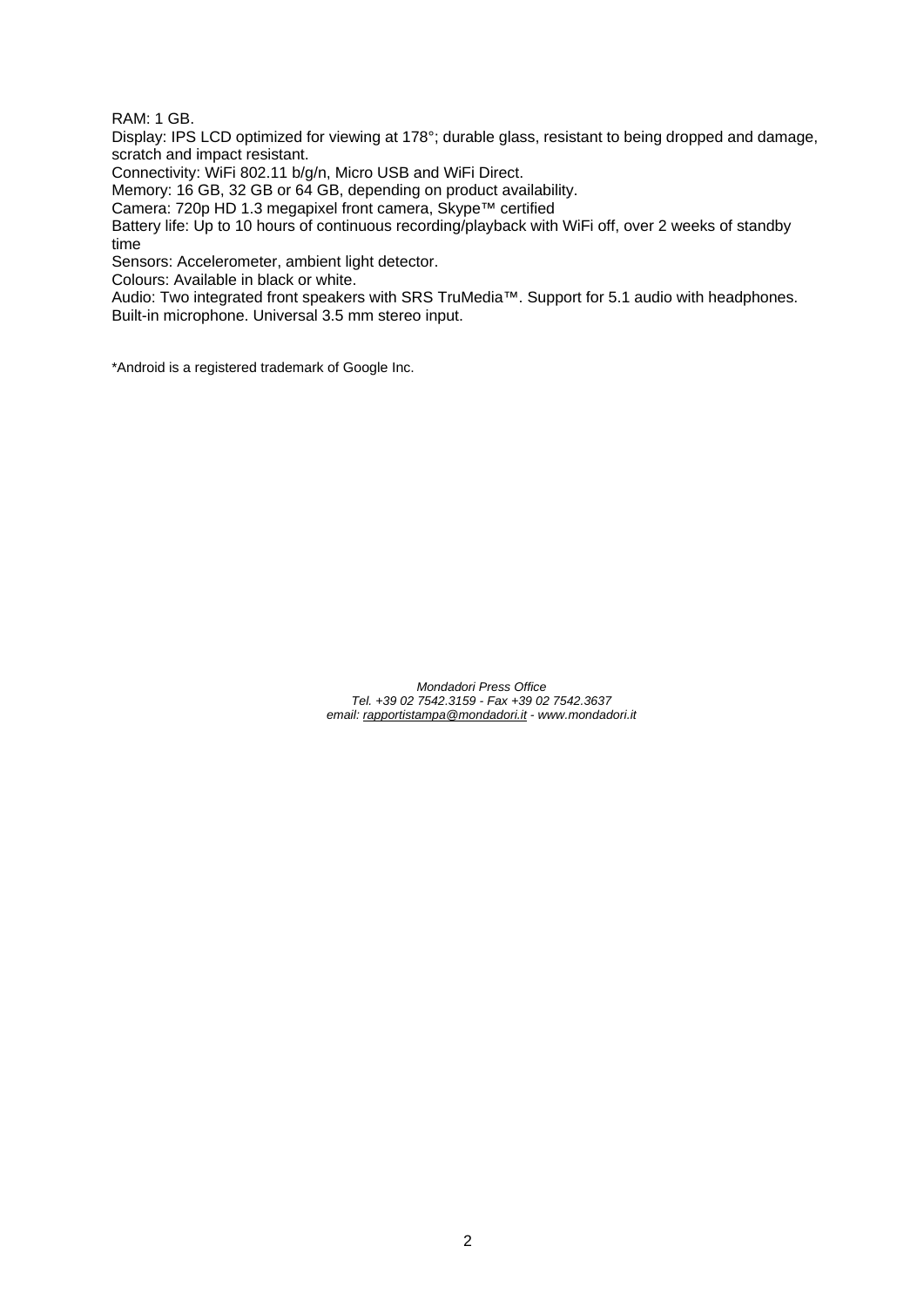RAM: 1 GB.
Display: IPS LCD optimized for viewing at 178°; durable glass, resistant to being dropped and damage, scratch and impact resistant.
Connectivity: WiFi 802.11 b/g/n, Micro USB and WiFi Direct.
Memory: 16 GB, 32 GB or 64 GB, depending on product availability.
Camera: 720p HD 1.3 megapixel front camera, Skype™ certified
Battery life: Up to 10 hours of continuous recording/playback with WiFi off, over 2 weeks of standby time
Sensors: Accelerometer, ambient light detector.
Colours: Available in black or white.
Audio: Two integrated front speakers with SRS TruMedia™. Support for 5.1 audio with headphones. Built-in microphone. Universal 3.5 mm stereo input.

*Android is a registered trademark of Google Inc.

*Mondadori Press Office*
*Tel. +39 02 7542.3159 - Fax +39 02 7542.3637*
*email: rapportistampa@mondadori.it - www.mondadori.it*